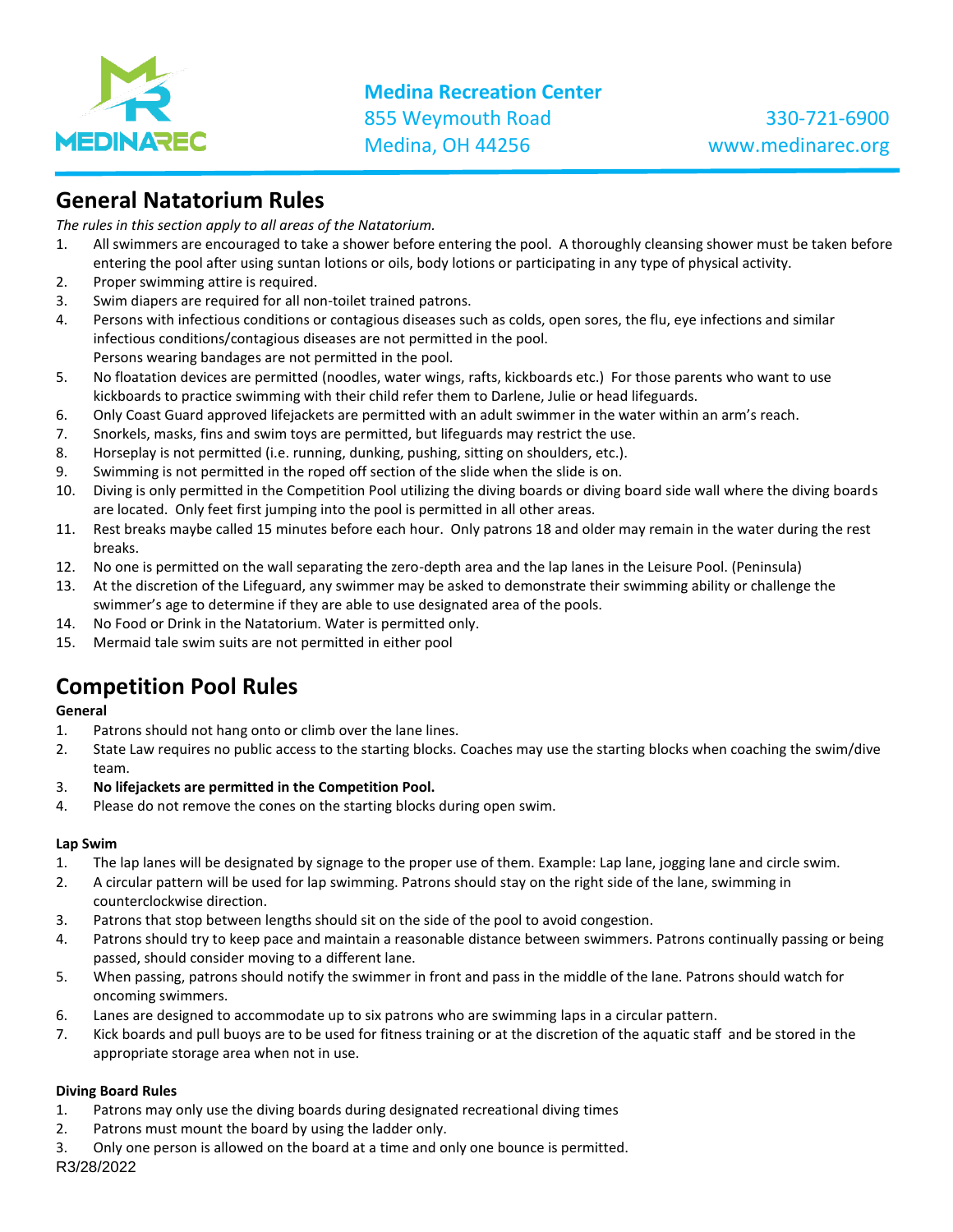**Medina Recreation Center**
855 Weymouth Road
Medina, OH 44256

330-721-6900
www.medinarec.org

## General Natatorium Rules

*The rules in this section apply to all areas of the Natatorium.*

1. All swimmers are encouraged to take a shower before entering the pool. A thoroughly cleansing shower must be taken before entering the pool after using suntan lotions or oils, body lotions or participating in any type of physical activity.
2. Proper swimming attire is required.
3. Swim diapers are required for all non-toilet trained patrons.
4. Persons with infectious conditions or contagious diseases such as colds, open sores, the flu, eye infections and similar infectious conditions/contagious diseases are not permitted in the pool.
   Persons wearing bandages are not permitted in the pool.
5. No floatation devices are permitted (noodles, water wings, rafts, kickboards etc.) For those parents who want to use kickboards to practice swimming with their child refer them to Darlene, Julie or head lifeguards.
6. Only Coast Guard approved lifejackets are permitted with an adult swimmer in the water within an arm's reach.
7. Snorkels, masks, fins and swim toys are permitted, but lifeguards may restrict the use.
8. Horseplay is not permitted (i.e. running, dunking, pushing, sitting on shoulders, etc.).
9. Swimming is not permitted in the roped off section of the slide when the slide is on.
10. Diving is only permitted in the Competition Pool utilizing the diving boards or diving board side wall where the diving boards are located. Only feet first jumping into the pool is permitted in all other areas.
11. Rest breaks maybe called 15 minutes before each hour. Only patrons 18 and older may remain in the water during the rest breaks.
12. No one is permitted on the wall separating the zero-depth area and the lap lanes in the Leisure Pool. (Peninsula)
13. At the discretion of the Lifeguard, any swimmer may be asked to demonstrate their swimming ability or challenge the swimmer's age to determine if they are able to use designated area of the pools.
14. No Food or Drink in the Natatorium. Water is permitted only.
15. Mermaid tale swim suits are not permitted in either pool

## Competition Pool Rules

**General**

1. Patrons should not hang onto or climb over the lane lines.
2. State Law requires no public access to the starting blocks. Coaches may use the starting blocks when coaching the swim/dive team.
3. **No lifejackets are permitted in the Competition Pool.**
4. Please do not remove the cones on the starting blocks during open swim.

**Lap Swim**

1. The lap lanes will be designated by signage to the proper use of them. Example: Lap lane, jogging lane and circle swim.
2. A circular pattern will be used for lap swimming. Patrons should stay on the right side of the lane, swimming in counterclockwise direction.
3. Patrons that stop between lengths should sit on the side of the pool to avoid congestion.
4. Patrons should try to keep pace and maintain a reasonable distance between swimmers. Patrons continually passing or being passed, should consider moving to a different lane.
5. When passing, patrons should notify the swimmer in front and pass in the middle of the lane. Patrons should watch for oncoming swimmers.
6. Lanes are designed to accommodate up to six patrons who are swimming laps in a circular pattern.
7. Kick boards and pull buoys are to be used for fitness training or at the discretion of the aquatic staff and be stored in the appropriate storage area when not in use.

**Diving Board Rules**

1. Patrons may only use the diving boards during designated recreational diving times
2. Patrons must mount the board by using the ladder only.
3. Only one person is allowed on the board at a time and only one bounce is permitted.

R3/28/2022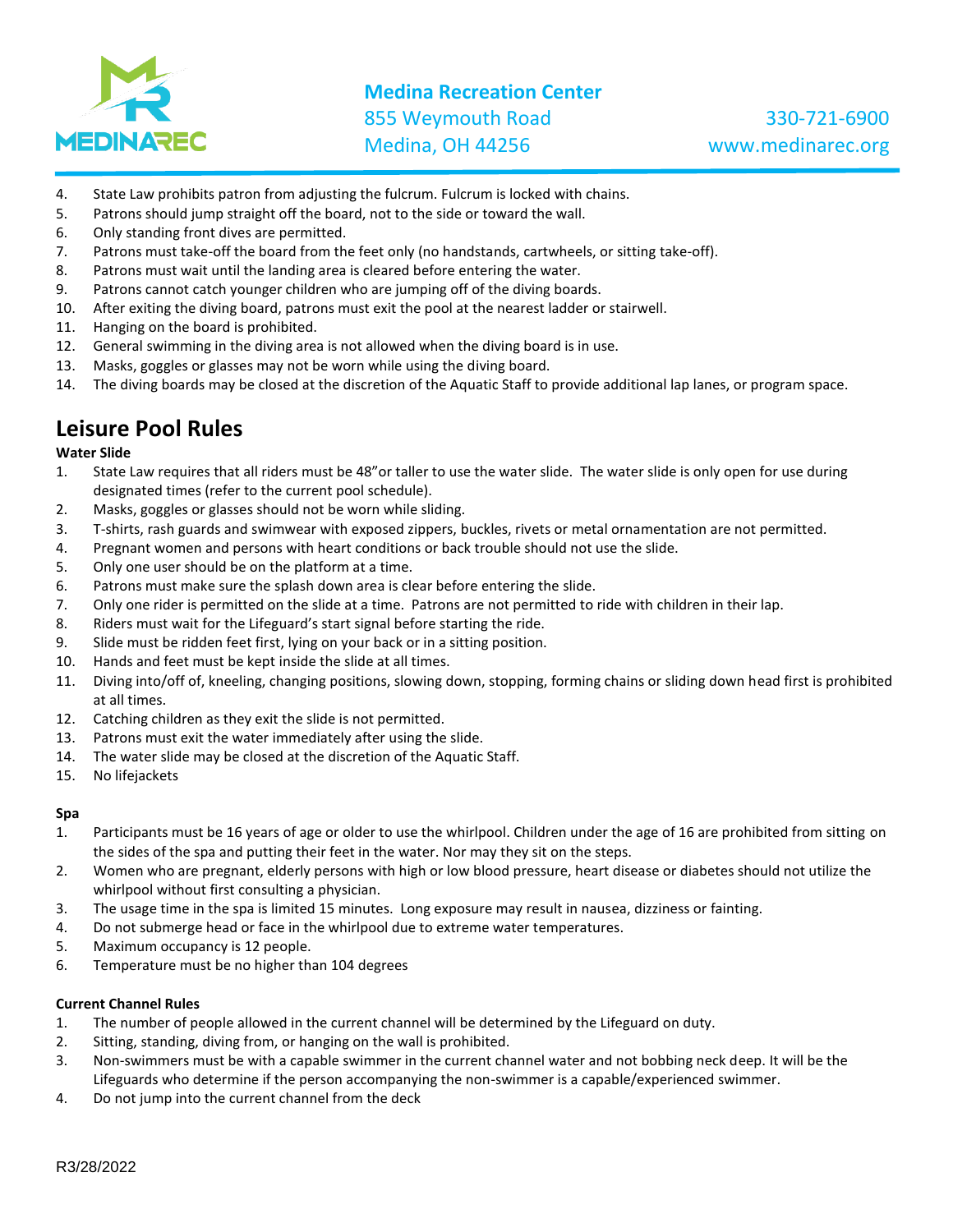4. State Law prohibits patron from adjusting the fulcrum. Fulcrum is locked with chains.
5. Patrons should jump straight off the board, not to the side or toward the wall.
6. Only standing front dives are permitted.
7. Patrons must take-off the board from the feet only (no handstands, cartwheels, or sitting take-off).
8. Patrons must wait until the landing area is cleared before entering the water.
9. Patrons cannot catch younger children who are jumping off of the diving boards.
10. After exiting the diving board, patrons must exit the pool at the nearest ladder or stairwell.
11. Hanging on the board is prohibited.
12. General swimming in the diving area is not allowed when the diving board is in use.
13. Masks, goggles or glasses may not be worn while using the diving board.
14. The diving boards may be closed at the discretion of the Aquatic Staff to provide additional lap lanes, or program space.

## Leisure Pool Rules

**Water Slide**

1. State Law requires that all riders must be 48"or taller to use the water slide. The water slide is only open for use during designated times (refer to the current pool schedule).
2. Masks, goggles or glasses should not be worn while sliding.
3. T-shirts, rash guards and swimwear with exposed zippers, buckles, rivets or metal ornamentation are not permitted.
4. Pregnant women and persons with heart conditions or back trouble should not use the slide.
5. Only one user should be on the platform at a time.
6. Patrons must make sure the splash down area is clear before entering the slide.
7. Only one rider is permitted on the slide at a time. Patrons are not permitted to ride with children in their lap.
8. Riders must wait for the Lifeguard's start signal before starting the ride.
9. Slide must be ridden feet first, lying on your back or in a sitting position.
10. Hands and feet must be kept inside the slide at all times.
11. Diving into/off of, kneeling, changing positions, slowing down, stopping, forming chains or sliding down head first is prohibited at all times.
12. Catching children as they exit the slide is not permitted.
13. Patrons must exit the water immediately after using the slide.
14. The water slide may be closed at the discretion of the Aquatic Staff.
15. No lifejackets

**Spa**

1. Participants must be 16 years of age or older to use the whirlpool. Children under the age of 16 are prohibited from sitting on the sides of the spa and putting their feet in the water. Nor may they sit on the steps.
2. Women who are pregnant, elderly persons with high or low blood pressure, heart disease or diabetes should not utilize the whirlpool without first consulting a physician.
3. The usage time in the spa is limited 15 minutes. Long exposure may result in nausea, dizziness or fainting.
4. Do not submerge head or face in the whirlpool due to extreme water temperatures.
5. Maximum occupancy is 12 people.
6. Temperature must be no higher than 104 degrees

**Current Channel Rules**

1. The number of people allowed in the current channel will be determined by the Lifeguard on duty.
2. Sitting, standing, diving from, or hanging on the wall is prohibited.
3. Non-swimmers must be with a capable swimmer in the current channel water and not bobbing neck deep. It will be the Lifeguards who determine if the person accompanying the non-swimmer is a capable/experienced swimmer.
4. Do not jump into the current channel from the deck

R3/28/2022